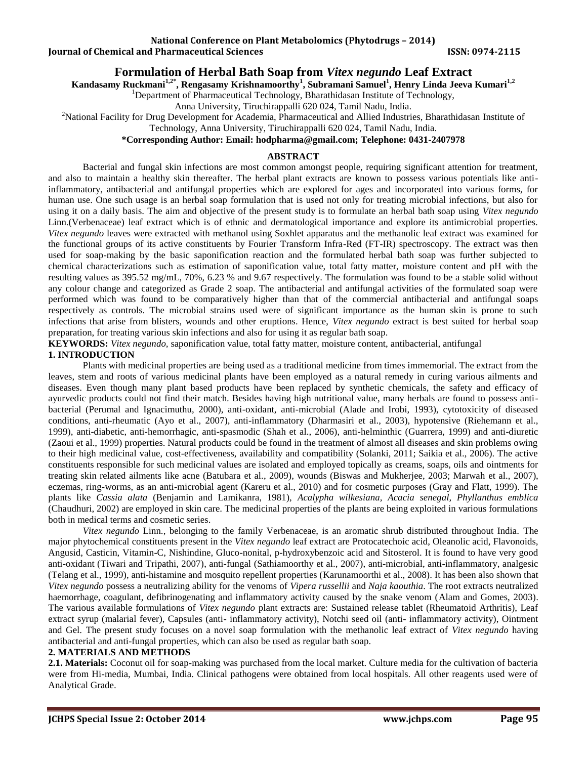# Formulation of Herbal Bath Soap from *Vitex negundo* Leaf Extract

**Kandasamy Ruckmani[1,2*], Rengasamy Krishnamoorthy[1], Subramani Samuel[1], Henry Linda Jeeva Kumari[1,2]**

[1]Department of Pharmaceutical Technology, Bharathidasan Institute of Technology, Anna University, Tiruchirappalli 620 024, Tamil Nadu, India.

[2]National Facility for Drug Development for Academia, Pharmaceutical and Allied Industries, Bharathidasan Institute of Technology, Anna University, Tiruchirappalli 620 024, Tamil Nadu, India.

**\*Corresponding Author: Email: hodpharma@gmail.com; Telephone: 0431-2407978**

## ABSTRACT

Bacterial and fungal skin infections are most common amongst people, requiring significant attention for treatment, and also to maintain a healthy skin thereafter. The herbal plant extracts are known to possess various potentials like anti-inflammatory, antibacterial and antifungal properties which are explored for ages and incorporated into various forms, for human use. One such usage is an herbal soap formulation that is used not only for treating microbial infections, but also for using it on a daily basis. The aim and objective of the present study is to formulate an herbal bath soap using *Vitex negundo* Linn.(Verbenaceae) leaf extract which is of ethnic and dermatological importance and explore its antimicrobial properties. *Vitex negundo* leaves were extracted with methanol using Soxhlet apparatus and the methanolic leaf extract was examined for the functional groups of its active constituents by Fourier Transform Infra-Red (FT-IR) spectroscopy. The extract was then used for soap-making by the basic saponification reaction and the formulated herbal bath soap was further subjected to chemical characterizations such as estimation of saponification value, total fatty matter, moisture content and pH with the resulting values as 395.52 mg/mL, 70%, 6.23 % and 9.67 respectively. The formulation was found to be a stable solid without any colour change and categorized as Grade 2 soap. The antibacterial and antifungal activities of the formulated soap were performed which was found to be comparatively higher than that of the commercial antibacterial and antifungal soaps respectively as controls. The microbial strains used were of significant importance as the human skin is prone to such infections that arise from blisters, wounds and other eruptions. Hence, *Vitex negundo* extract is best suited for herbal soap preparation, for treating various skin infections and also for using it as regular bath soap.

**KEYWORDS:** *Vitex negundo,* saponification value, total fatty matter, moisture content, antibacterial, antifungal

## 1. INTRODUCTION

Plants with medicinal properties are being used as a traditional medicine from times immemorial. The extract from the leaves, stem and roots of various medicinal plants have been employed as a natural remedy in curing various ailments and diseases. Even though many plant based products have been replaced by synthetic chemicals, the safety and efficacy of ayurvedic products could not find their match. Besides having high nutritional value, many herbals are found to possess anti-bacterial (Perumal and Ignacimuthu, 2000), anti-oxidant, anti-microbial (Alade and Irobi, 1993), cytotoxicity of diseased conditions, anti-rheumatic (Ayo et al., 2007), anti-inflammatory (Dharmasiri et al., 2003), hypotensive (Riehemann et al., 1999), anti-diabetic, anti-hemorrhagic, anti-spasmodic (Shah et al., 2006), anti-helminthic (Guarrera, 1999) and anti-diuretic (Zaoui et al., 1999) properties. Natural products could be found in the treatment of almost all diseases and skin problems owing to their high medicinal value, cost-effectiveness, availability and compatibility (Solanki, 2011; Saikia et al., 2006). The active constituents responsible for such medicinal values are isolated and employed topically as creams, soaps, oils and ointments for treating skin related ailments like acne (Batubara et al., 2009), wounds (Biswas and Mukherjee, 2003; Marwah et al., 2007), eczemas, ring-worms, as an anti-microbial agent (Kareru et al., 2010) and for cosmetic purposes (Gray and Flatt, 1999). The plants like *Cassia alata* (Benjamin and Lamikanra, 1981), *Acalypha wilkesiana, Acacia senegal, Phyllanthus emblica* (Chaudhuri, 2002) are employed in skin care. The medicinal properties of the plants are being exploited in various formulations both in medical terms and cosmetic series.

*Vitex negundo* Linn., belonging to the family Verbenaceae, is an aromatic shrub distributed throughout India. The major phytochemical constituents present in the *Vitex negundo* leaf extract are Protocatechoic acid, Oleanolic acid, Flavonoids, Angusid, Casticin, Vitamin-C, Nishindine, Gluco-nonital, p-hydroxybenzoic acid and Sitosterol. It is found to have very good anti-oxidant (Tiwari and Tripathi, 2007), anti-fungal (Sathiamoorthy et al., 2007), anti-microbial, anti-inflammatory, analgesic (Telang et al., 1999), anti-histamine and mosquito repellent properties (Karunamoorthi et al., 2008). It has been also shown that *Vitex negundo* possess a neutralizing ability for the venoms of *Vipera russellii* and *Naja kaouthia*. The root extracts neutralized haemorrhage, coagulant, defibrinogenating and inflammatory activity caused by the snake venom (Alam and Gomes, 2003). The various available formulations of *Vitex negundo* plant extracts are: Sustained release tablet (Rheumatoid Arthritis), Leaf extract syrup (malarial fever), Capsules (anti- inflammatory activity), Notchi seed oil (anti- inflammatory activity), Ointment and Gel. The present study focuses on a novel soap formulation with the methanolic leaf extract of *Vitex negundo* having antibacterial and anti-fungal properties, which can also be used as regular bath soap.

## 2. MATERIALS AND METHODS

**2.1. Materials:** Coconut oil for soap-making was purchased from the local market. Culture media for the cultivation of bacteria were from Hi-media, Mumbai, India. Clinical pathogens were obtained from local hospitals. All other reagents used were of Analytical Grade.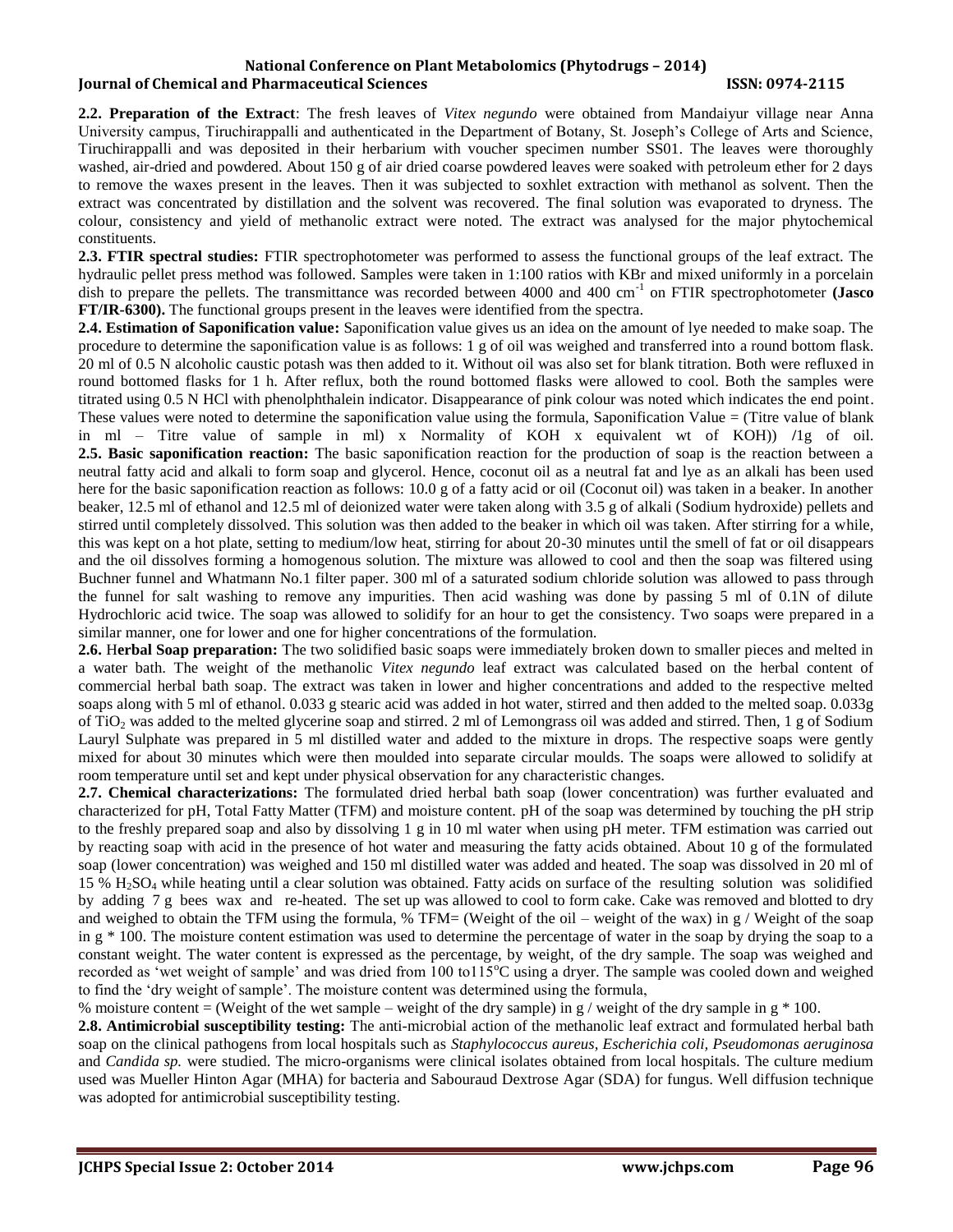**2.2. Preparation of the Extract**: The fresh leaves of *Vitex negundo* were obtained from Mandaiyur village near Anna University campus, Tiruchirappalli and authenticated in the Department of Botany, St. Joseph's College of Arts and Science, Tiruchirappalli and was deposited in their herbarium with voucher specimen number SS01. The leaves were thoroughly washed, air-dried and powdered. About 150 g of air dried coarse powdered leaves were soaked with petroleum ether for 2 days to remove the waxes present in the leaves. Then it was subjected to soxhlet extraction with methanol as solvent. Then the extract was concentrated by distillation and the solvent was recovered. The final solution was evaporated to dryness. The colour, consistency and yield of methanolic extract were noted. The extract was analysed for the major phytochemical constituents.

**2.3. FTIR spectral studies:** FTIR spectrophotometer was performed to assess the functional groups of the leaf extract. The hydraulic pellet press method was followed. Samples were taken in 1:100 ratios with KBr and mixed uniformly in a porcelain dish to prepare the pellets. The transmittance was recorded between 4000 and 400 $cm^{-1}$ on FTIR spectrophotometer **(Jasco FT/IR-6300).** The functional groups present in the leaves were identified from the spectra.

**2.4. Estimation of Saponification value:** Saponification value gives us an idea on the amount of lye needed to make soap. The procedure to determine the saponification value is as follows: 1 g of oil was weighed and transferred into a round bottom flask. 20 ml of 0.5 N alcoholic caustic potash was then added to it. Without oil was also set for blank titration. Both were refluxed in round bottomed flasks for 1 h. After reflux, both the round bottomed flasks were allowed to cool. Both the samples were titrated using 0.5 N HCl with phenolphthalein indicator. Disappearance of pink colour was noted which indicates the end point. These values were noted to determine the saponification value using the formula, Saponification Value = (Titre value of blank in ml – Titre value of sample in ml) x Normality of KOH x equivalent wt of KOH)) /1g of oil.

**2.5. Basic saponification reaction:** The basic saponification reaction for the production of soap is the reaction between a neutral fatty acid and alkali to form soap and glycerol. Hence, coconut oil as a neutral fat and lye as an alkali has been used here for the basic saponification reaction as follows: 10.0 g of a fatty acid or oil (Coconut oil) was taken in a beaker. In another beaker, 12.5 ml of ethanol and 12.5 ml of deionized water were taken along with 3.5 g of alkali (Sodium hydroxide) pellets and stirred until completely dissolved. This solution was then added to the beaker in which oil was taken. After stirring for a while, this was kept on a hot plate, setting to medium/low heat, stirring for about 20-30 minutes until the smell of fat or oil disappears and the oil dissolves forming a homogenous solution. The mixture was allowed to cool and then the soap was filtered using Buchner funnel and Whatmann No.1 filter paper. 300 ml of a saturated sodium chloride solution was allowed to pass through the funnel for salt washing to remove any impurities. Then acid washing was done by passing 5 ml of 0.1N of dilute Hydrochloric acid twice. The soap was allowed to solidify for an hour to get the consistency. Two soaps were prepared in a similar manner, one for lower and one for higher concentrations of the formulation.

**2.6. Herbal Soap preparation:** The two solidified basic soaps were immediately broken down to smaller pieces and melted in a water bath. The weight of the methanolic *Vitex negundo* leaf extract was calculated based on the herbal content of commercial herbal bath soap. The extract was taken in lower and higher concentrations and added to the respective melted soaps along with 5 ml of ethanol. 0.033 g stearic acid was added in hot water, stirred and then added to the melted soap. 0.033g of $TiO_2$ was added to the melted glycerine soap and stirred. 2 ml of Lemongrass oil was added and stirred. Then, 1 g of Sodium Lauryl Sulphate was prepared in 5 ml distilled water and added to the mixture in drops. The respective soaps were gently mixed for about 30 minutes which were then moulded into separate circular moulds. The soaps were allowed to solidify at room temperature until set and kept under physical observation for any characteristic changes.

**2.7. Chemical characterizations:** The formulated dried herbal bath soap (lower concentration) was further evaluated and characterized for pH, Total Fatty Matter (TFM) and moisture content. pH of the soap was determined by touching the pH strip to the freshly prepared soap and also by dissolving 1 g in 10 ml water when using pH meter. TFM estimation was carried out by reacting soap with acid in the presence of hot water and measuring the fatty acids obtained. About 10 g of the formulated soap (lower concentration) was weighed and 150 ml distilled water was added and heated. The soap was dissolved in 20 ml of 15 % $H_2SO_4$ while heating until a clear solution was obtained. Fatty acids on surface of the resulting solution was solidified by adding 7 g bees wax and re-heated. The set up was allowed to cool to form cake. Cake was removed and blotted to dry and weighed to obtain the TFM using the formula, % TFM= (Weight of the oil – weight of the wax) in g / Weight of the soap in g * 100. The moisture content estimation was used to determine the percentage of water in the soap by drying the soap to a constant weight. The water content is expressed as the percentage, by weight, of the dry sample. The soap was weighed and recorded as 'wet weight of sample' and was dried from 100 to115°C using a dryer. The sample was cooled down and weighed to find the 'dry weight of sample'. The moisture content was determined using the formula,

% moisture content = (Weight of the wet sample – weight of the dry sample) in g / weight of the dry sample in g * 100.

**2.8. Antimicrobial susceptibility testing:** The anti-microbial action of the methanolic leaf extract and formulated herbal bath soap on the clinical pathogens from local hospitals such as *Staphylococcus aureus*, *Escherichia coli, Pseudomonas aeruginosa* and *Candida sp.* were studied. The micro-organisms were clinical isolates obtained from local hospitals. The culture medium used was Mueller Hinton Agar (MHA) for bacteria and Sabouraud Dextrose Agar (SDA) for fungus. Well diffusion technique was adopted for antimicrobial susceptibility testing.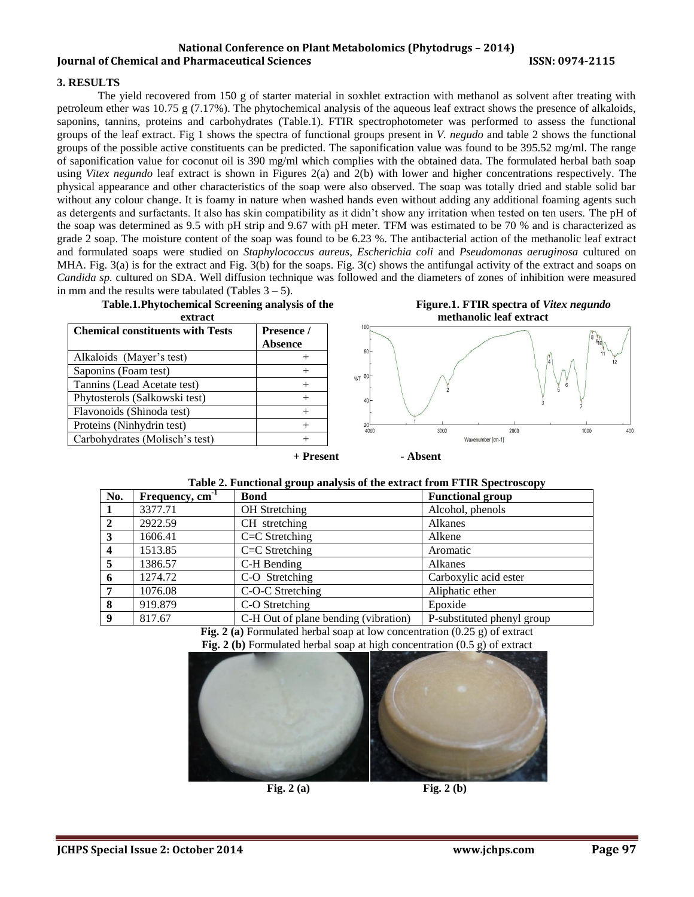## 3. RESULTS

The yield recovered from 150 g of starter material in soxhlet extraction with methanol as solvent after treating with petroleum ether was 10.75 g (7.17%). The phytochemical analysis of the aqueous leaf extract shows the presence of alkaloids, saponins, tannins, proteins and carbohydrates (Table.1). FTIR spectrophotometer was performed to assess the functional groups of the leaf extract. Fig 1 shows the spectra of functional groups present in *V. negudo* and table 2 shows the functional groups of the possible active constituents can be predicted. The saponification value was found to be 395.52 mg/ml. The range of saponification value for coconut oil is 390 mg/ml which complies with the obtained data. The formulated herbal bath soap using *Vitex negundo* leaf extract is shown in Figures 2(a) and 2(b) with lower and higher concentrations respectively. The physical appearance and other characteristics of the soap were also observed. The soap was totally dried and stable solid bar without any colour change. It is foamy in nature when washed hands even without adding any additional foaming agents such as detergents and surfactants. It also has skin compatibility as it didn't show any irritation when tested on ten users. The pH of the soap was determined as 9.5 with pH strip and 9.67 with pH meter. TFM was estimated to be 70 % and is characterized as grade 2 soap. The moisture content of the soap was found to be 6.23 %. The antibacterial action of the methanolic leaf extract and formulated soaps were studied on *Staphylococcus aureus, Escherichia coli* and *Pseudomonas aeruginosa* cultured on MHA. Fig. 3(a) is for the extract and Fig. 3(b) for the soaps. Fig. 3(c) shows the antifungal activity of the extract and soaps on *Candida sp.* cultured on SDA. Well diffusion technique was followed and the diameters of zones of inhibition were measured in mm and the results were tabulated (Tables 3 – 5).

**Table.1.Phytochemical Screening analysis of the extract**

| Chemical constituents with Tests | Presence / Absence |
|---|---|
| Alkaloids (Mayer's test) | + |
| Saponins (Foam test) | + |
| Tannins (Lead Acetate test) | + |
| Phytosterols (Salkowski test) | + |
| Flavonoids (Shinoda test) | + |
| Proteins (Ninhydrin test) | + |
| Carbohydrates (Molisch's test) | + |

**Figure.1. FTIR spectra of *Vitex negundo* methanolic leaf extract**

**+ Present** **- Absent**

**Table 2. Functional group analysis of the extract from FTIR Spectroscopy**

| No. | Frequency, $cm^{-1}$ | Bond | Functional group |
|---|---|---|---|
| 1 | 3377.71 | OH Stretching | Alcohol, phenols |
| 2 | 2922.59 | CH stretching | Alkanes |
| 3 | 1606.41 | C=C Stretching | Alkene |
| 4 | 1513.85 | C=C Stretching | Aromatic |
| 5 | 1386.57 | C-H Bending | Alkanes |
| 6 | 1274.72 | C-O Stretching | Carboxylic acid ester |
| 7 | 1076.08 | C-O-C Stretching | Aliphatic ether |
| 8 | 919.879 | C-O Stretching | Epoxide |
| 9 | 817.67 | C-H Out of plane bending (vibration) | P-substituted phenyl group |

**Fig. 2 (a)** Formulated herbal soap at low concentration (0.25 g) of extract

**Fig. 2 (b)** Formulated herbal soap at high concentration (0.5 g) of extract

**Fig. 2 (a)** **Fig. 2 (b)**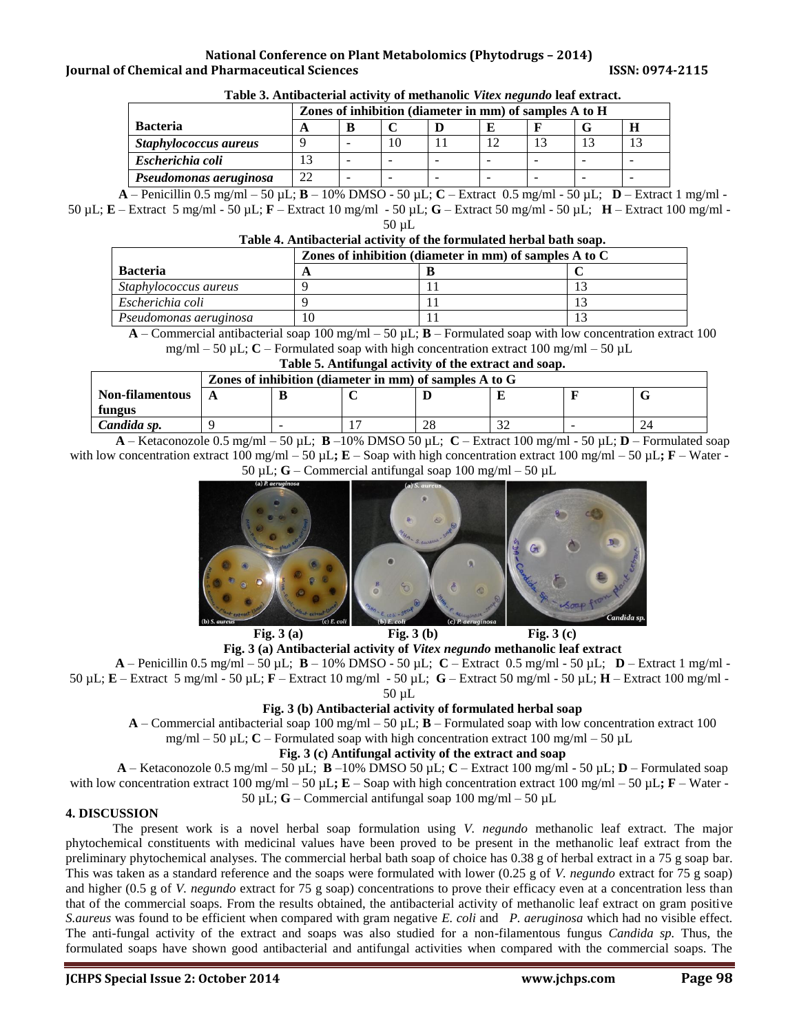**Table 3. Antibacterial activity of methanolic *Vitex negundo* leaf extract.**

| Bacteria | Zones of inhibition (diameter in mm) of samples A to H | | | | | | | |
|---|---|---|---|---|---|---|---|---|
| | A | B | C | D | E | F | G | H |
| *Staphylococcus aureus* | 9 | - | 10 | 11 | 12 | 13 | 13 | 13 |
| *Escherichia coli* | 13 | - | - | - | - | - | - | - |
| *Pseudomonas aeruginosa* | 22 | - | - | - | - | - | - | - |

**A** – Penicillin 0.5 mg/ml – 50 µL; **B** – 10% DMSO - 50 µL; **C** – Extract 0.5 mg/ml - 50 µL; **D** – Extract 1 mg/ml - 50 µL; **E** – Extract 5 mg/ml - 50 µL; **F** – Extract 10 mg/ml - 50 µL; **G** – Extract 50 mg/ml - 50 µL; **H** – Extract 100 mg/ml - 50 µL

**Table 4. Antibacterial activity of the formulated herbal bath soap.**

| Bacteria | Zones of inhibition (diameter in mm) of samples A to C | | |
|---|---|---|---|
| | A | B | C |
| *Staphylococcus aureus* | 9 | 11 | 13 |
| *Escherichia coli* | 9 | 11 | 13 |
| *Pseudomonas aeruginosa* | 10 | 11 | 13 |

**A** – Commercial antibacterial soap 100 mg/ml – 50 µL; **B** – Formulated soap with low concentration extract 100 mg/ml – 50 µL; **C** – Formulated soap with high concentration extract 100 mg/ml – 50 µL

**Table 5. Antifungal activity of the extract and soap.**

| Non-filamentous fungus | Zones of inhibition (diameter in mm) of samples A to G | | | | | | |
|---|---|---|---|---|---|---|---|
| | A | B | C | D | E | F | G |
| *Candida sp.* | 9 | - | 17 | 28 | 32 | - | 24 |

**A** – Ketaconozole 0.5 mg/ml – 50 µL; **B** –10% DMSO 50 µL; **C** – Extract 100 mg/ml - 50 µL; **D** – Formulated soap with low concentration extract 100 mg/ml – 50 µL**;** **E** – Soap with high concentration extract 100 mg/ml – 50 µL**;** **F** – Water - 50 µL; **G** – Commercial antifungal soap 100 mg/ml – 50 µL

**Fig. 3 (a)** **Fig. 3 (b)** **Fig. 3 (c)**

**Fig. 3 (a) Antibacterial activity of *Vitex negundo* methanolic leaf extract**

**A** – Penicillin 0.5 mg/ml – 50 µL; **B** – 10% DMSO - 50 µL; **C** – Extract 0.5 mg/ml - 50 µL; **D** – Extract 1 mg/ml - 50 µL; **E** – Extract 5 mg/ml - 50 µL; **F** – Extract 10 mg/ml - 50 µL; **G** – Extract 50 mg/ml - 50 µL; **H** – Extract 100 mg/ml - 50 µL

**Fig. 3 (b) Antibacterial activity of formulated herbal soap**

**A** – Commercial antibacterial soap 100 mg/ml – 50 µL; **B** – Formulated soap with low concentration extract 100 mg/ml – 50 µL; **C** – Formulated soap with high concentration extract 100 mg/ml – 50 µL

**Fig. 3 (c) Antifungal activity of the extract and soap**

**A** – Ketaconozole 0.5 mg/ml – 50 µL; **B** –10% DMSO 50 µL; **C** – Extract 100 mg/ml - 50 µL; **D** – Formulated soap with low concentration extract 100 mg/ml – 50 µL**;** **E** – Soap with high concentration extract 100 mg/ml – 50 µL**;** **F** – Water - 50 µL; **G** – Commercial antifungal soap 100 mg/ml – 50 µL

## 4. DISCUSSION

The present work is a novel herbal soap formulation using *V. negundo* methanolic leaf extract. The major phytochemical constituents with medicinal values have been proved to be present in the methanolic leaf extract from the preliminary phytochemical analyses. The commercial herbal bath soap of choice has 0.38 g of herbal extract in a 75 g soap bar. This was taken as a standard reference and the soaps were formulated with lower (0.25 g of *V. negundo* extract for 75 g soap) and higher (0.5 g of *V. negundo* extract for 75 g soap) concentrations to prove their efficacy even at a concentration less than that of the commercial soaps. From the results obtained, the antibacterial activity of methanolic leaf extract on gram positive *S.aureus* was found to be efficient when compared with gram negative *E. coli* and *P. aeruginosa* which had no visible effect. The anti-fungal activity of the extract and soaps was also studied for a non-filamentous fungus *Candida sp.* Thus, the formulated soaps have shown good antibacterial and antifungal activities when compared with the commercial soaps. The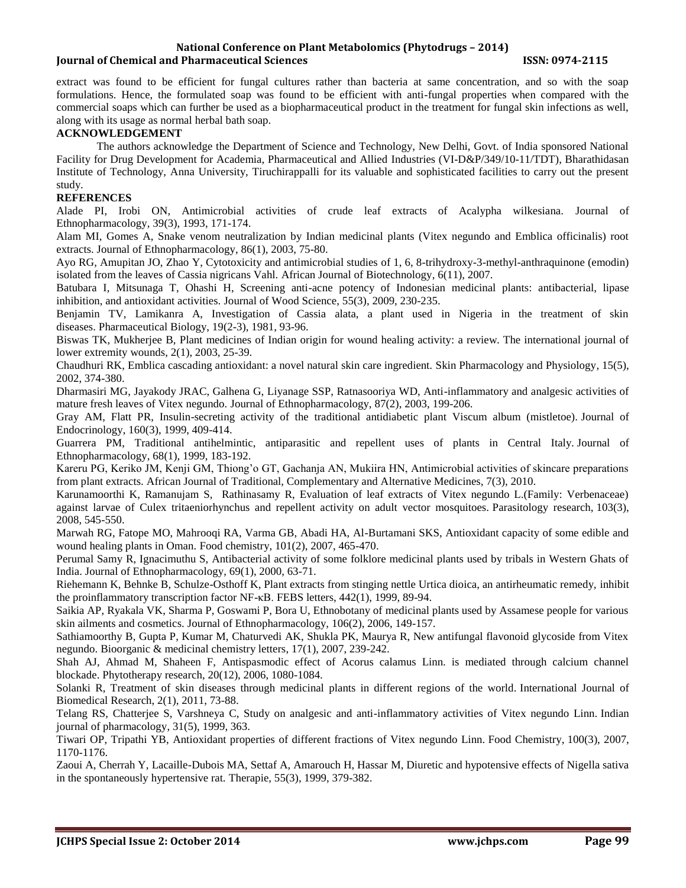extract was found to be efficient for fungal cultures rather than bacteria at same concentration, and so with the soap formulations. Hence, the formulated soap was found to be efficient with anti-fungal properties when compared with the commercial soaps which can further be used as a biopharmaceutical product in the treatment for fungal skin infections as well, along with its usage as normal herbal bath soap.

## ACKNOWLEDGEMENT

The authors acknowledge the Department of Science and Technology, New Delhi, Govt. of India sponsored National Facility for Drug Development for Academia, Pharmaceutical and Allied Industries (VI-D&P/349/10-11/TDT), Bharathidasan Institute of Technology, Anna University, Tiruchirappalli for its valuable and sophisticated facilities to carry out the present study.

## REFERENCES

Alade PI, Irobi ON, Antimicrobial activities of crude leaf extracts of Acalypha wilkesiana. Journal of Ethnopharmacology, 39(3), 1993, 171-174.

Alam MI, Gomes A, Snake venom neutralization by Indian medicinal plants (Vitex negundo and Emblica officinalis) root extracts. Journal of Ethnopharmacology, 86(1), 2003, 75-80.

Ayo RG, Amupitan JO, Zhao Y, Cytotoxicity and antimicrobial studies of 1, 6, 8-trihydroxy-3-methyl-anthraquinone (emodin) isolated from the leaves of Cassia nigricans Vahl. African Journal of Biotechnology, 6(11), 2007.

Batubara I, Mitsunaga T, Ohashi H, Screening anti-acne potency of Indonesian medicinal plants: antibacterial, lipase inhibition, and antioxidant activities. Journal of Wood Science, 55(3), 2009, 230-235.

Benjamin TV, Lamikanra A, Investigation of Cassia alata, a plant used in Nigeria in the treatment of skin diseases. Pharmaceutical Biology, 19(2-3), 1981, 93-96.

Biswas TK, Mukherjee B, Plant medicines of Indian origin for wound healing activity: a review. The international journal of lower extremity wounds, 2(1), 2003, 25-39.

Chaudhuri RK, Emblica cascading antioxidant: a novel natural skin care ingredient. Skin Pharmacology and Physiology, 15(5), 2002, 374-380.

Dharmasiri MG, Jayakody JRAC, Galhena G, Liyanage SSP, Ratnasooriya WD, Anti-inflammatory and analgesic activities of mature fresh leaves of Vitex negundo. Journal of Ethnopharmacology, 87(2), 2003, 199-206.

Gray AM, Flatt PR, Insulin-secreting activity of the traditional antidiabetic plant Viscum album (mistletoe). Journal of Endocrinology, 160(3), 1999, 409-414.

Guarrera PM, Traditional antihelmintic, antiparasitic and repellent uses of plants in Central Italy. Journal of Ethnopharmacology, 68(1), 1999, 183-192.

Kareru PG, Keriko JM, Kenji GM, Thiong'o GT, Gachanja AN, Mukiira HN, Antimicrobial activities of skincare preparations from plant extracts. African Journal of Traditional, Complementary and Alternative Medicines, 7(3), 2010.

Karunamoorthi K, Ramanujam S, Rathinasamy R, Evaluation of leaf extracts of Vitex negundo L.(Family: Verbenaceae) against larvae of Culex tritaeniorhynchus and repellent activity on adult vector mosquitoes. Parasitology research, 103(3), 2008, 545-550.

Marwah RG, Fatope MO, Mahrooqi RA, Varma GB, Abadi HA, Al-Burtamani SKS, Antioxidant capacity of some edible and wound healing plants in Oman. Food chemistry, 101(2), 2007, 465-470.

Perumal Samy R, Ignacimuthu S, Antibacterial activity of some folklore medicinal plants used by tribals in Western Ghats of India. Journal of Ethnopharmacology, 69(1), 2000, 63-71.

Riehemann K, Behnke B, Schulze-Osthoff K, Plant extracts from stinging nettle Urtica dioica, an antirheumatic remedy, inhibit the proinflammatory transcription factor NF-κB. FEBS letters, 442(1), 1999, 89-94.

Saikia AP, Ryakala VK, Sharma P, Goswami P, Bora U, Ethnobotany of medicinal plants used by Assamese people for various skin ailments and cosmetics. Journal of Ethnopharmacology, 106(2), 2006, 149-157.

Sathiamoorthy B, Gupta P, Kumar M, Chaturvedi AK, Shukla PK, Maurya R, New antifungal flavonoid glycoside from Vitex negundo. Bioorganic & medicinal chemistry letters, 17(1), 2007, 239-242.

Shah AJ, Ahmad M, Shaheen F, Antispasmodic effect of Acorus calamus Linn. is mediated through calcium channel blockade. Phytotherapy research, 20(12), 2006, 1080-1084.

Solanki R, Treatment of skin diseases through medicinal plants in different regions of the world. International Journal of Biomedical Research, 2(1), 2011, 73-88.

Telang RS, Chatterjee S, Varshneya C, Study on analgesic and anti-inflammatory activities of Vitex negundo Linn. Indian journal of pharmacology, 31(5), 1999, 363.

Tiwari OP, Tripathi YB, Antioxidant properties of different fractions of Vitex negundo Linn. Food Chemistry, 100(3), 2007, 1170-1176.

Zaoui A, Cherrah Y, Lacaille-Dubois MA, Settaf A, Amarouch H, Hassar M, Diuretic and hypotensive effects of Nigella sativa in the spontaneously hypertensive rat. Therapie, 55(3), 1999, 379-382.